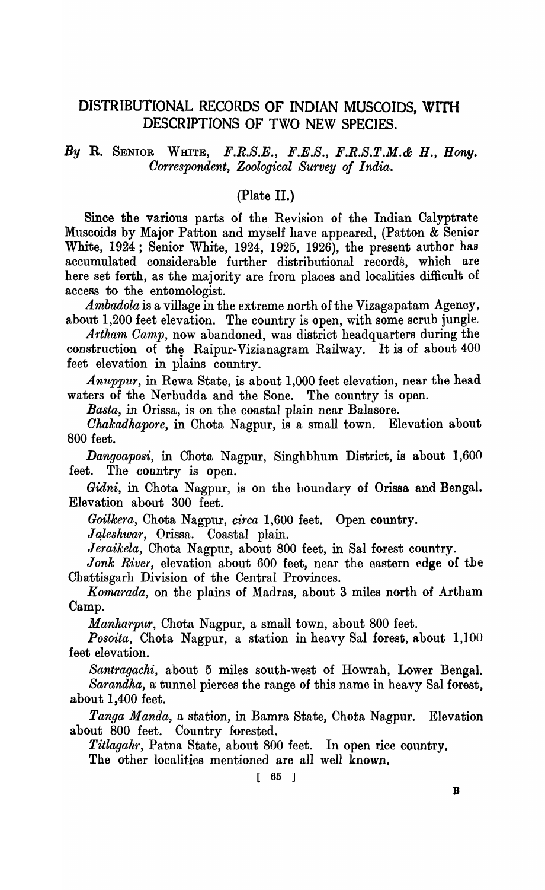# DISTRIBUTIONAL RECORDS OF INDIAN MUSCOIDS, WITH DESCRIPTIONS OF TWO NEW SPECIES.

*By* R. SENIOR WHITE, *F.R.S.E., F.E.S., F.R.S.T.M.& H., Hony. Correspondent, Zoological Survey of India.*

(Plate II.)

Since the various parts of the Revision of the Indian Calyptrate Muscoids by Major Patton and myself have appeared, (Patton & Senior White, 1924; Senior White, 1924, 1925, 1926), the present author has accumulated considerable further distributional records, which are here set forth, as the majority are from places and localities difficult of access to the entomologist.

*Ambadola* is a village in the extreme north of the Vizagapatam Agency, about 1,200 feet elevation. The country is open, with some scrub jungle.

*Artham Camp*, now abandoned, was district headquarters during the construction of the Raipur-Vizianagram Railway. It is of about 400 feet elevation in plains country.

*Anuppur*, in Rewa State, is about 1,000 feet elevation, near the head waters of the Nerbudda and the Sone. The country is open.

*Basta*, in Orissa, is on the coastal plain near Balasore.

*Chakadhapore*, in Chota Nagpur, is a small town. Elevation about 800 feet.

*Dangoaposi*, in Chota Nagpur, Singhbhum District, is about 1,600 feet. The country is open.

*Gidni*, in Chota Nagpur, is on the boundary of Orissa and Bengal. Elevation about 300 feet.

*Goilkera*, Chota Nagpur, *circa* 1,600 feet. Open country.

*Jaleshwar*, Orissa. Coastal plain.

*Jeraikela*, Chota Nagpur, about 800 feet, in Sal forest country.

*Jonk River*, elevation about 600 feet, near the eastern edge of the Chattisgarh Division of the Central Provinces.

*Komarada*, on the plains of Madras, about 3 miles north of Artham Camp.

*Manharpur*, Chota Nagpur, a small town, about 800 feet.

*Posoita*, Chota Nagpur, a station in heavy Sal forest, about 1,100 feet elevation.

*Santragachi*, about 5 miles south-west of Howrah, Lower Bengal.

*Sarandha*, a tunnel pierces the range of this name in heavy Sal forest, about 1,400 feet.

*Tanga Manda*, a station, in Bamra State, Chota Nagpur. Elevation about 800 feet. Country forested.

*Titlagahr*, Patna State, about 800 feet. In open rice country.

The other localities mentioned are all well known.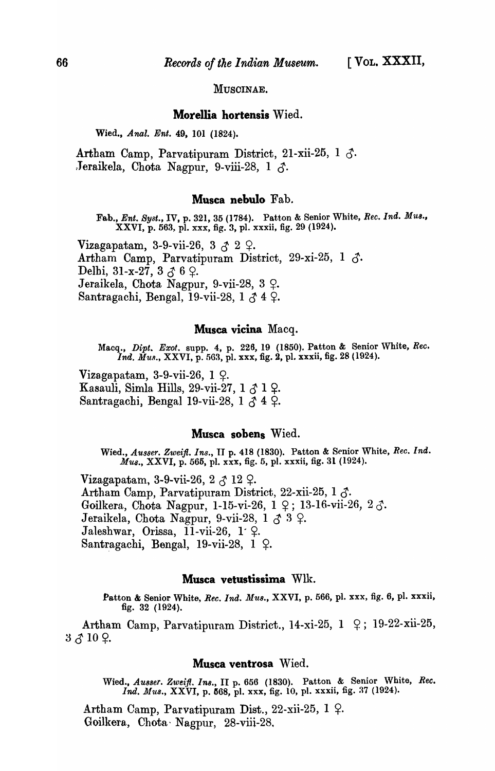MUSCINAE.

### Morellia hortensis Wied.

Wied., *Anal. Ent.* 49, 101 (1824).

Artham Camp, Parvatipuram District, 21-xii-25, 1 ♂.
Jeraikela, Chota Nagpur, 9-viii-28, 1 ♂.

### Musca nebulo Fab.

Fab., *Ent. Syst.*, IV, p. 321, 35 (1784). Patton & Senior White, *Rec. Ind. Mus.*, XXVI, p. 563, pl. xxx, fig. 3, pl. xxxii, fig. 29 (1924).

Vizagapatam, 3-9-vii-26, 3 ♂ 2 ♀.
Artham Camp, Parvatipuram District, 29-xi-25, 1 ♂.
Delhi, 31-x-27, 3 ♂ 6 ♀.
Jeraikela, Chota Nagpur, 9-vii-28, 3 ♀.
Santragachi, Bengal, 19-vii-28, 1 ♂ 4 ♀.

### Musca vicina Macq.

Macq., *Dipt. Exot.* supp. 4, p. 226, 19 (1850). Patton & Senior White, *Rec. Ind. Mus.*, XXVI, p. 563, pl. xxx, fig. 2, pl. xxxii, fig. 28 (1924).

Vizagapatam, 3-9-vii-26, 1 ♀.
Kasauli, Simla Hills, 29-vii-27, 1 ♂ 1 ♀.
Santragachi, Bengal 19-vii-28, 1 ♂ 4 ♀.

### Musca sobens Wied.

Wied., *Ausser. Zweifl. Ins.*, II p. 418 (1830). Patton & Senior White, *Rec. Ind. Mus.*, XXVI, p. 565, pl. xxx, fig. 5, pl. xxxii, fig. 31 (1924).

Vizagapatam, 3-9-vii-26, 2 ♂ 12 ♀.
Artham Camp, Parvatipuram District, 22-xii-25, 1 ♂.
Goilkera, Chota Nagpur, 1-15-vi-26, 1 ♀; 13-16-vii-26, 2 ♂.
Jeraikela, Chota Nagpur, 9-vii-28, 1 ♂ 3 ♀.
Jaleshwar, Orissa, 11-vii-26, 1 ♀.
Santragachi, Bengal, 19-vii-28, 1 ♀.

### Musca vetustissima Wlk.

Patton & Senior White, *Rec. Ind. Mus.*, XXVI, p. 566, pl. xxx, fig. 6, pl. xxxii, fig. 32 (1924).

Artham Camp, Parvatipuram District., 14-xi-25, 1 ♀; 19-22-xii-25, 3 ♂ 10 ♀.

### Musca ventrosa Wied.

Wied., *Ausser. Zweifl. Ins.*, II p. 656 (1830). Patton & Senior White, *Rec. Ind. Mus.*, XXVI, p. 568, pl. xxx, fig. 10, pl. xxxii, fig. 37 (1924).

Artham Camp, Parvatipuram Dist., 22-xii-25, 1 ♀.
Goilkera, Chota Nagpur, 28-viii-28.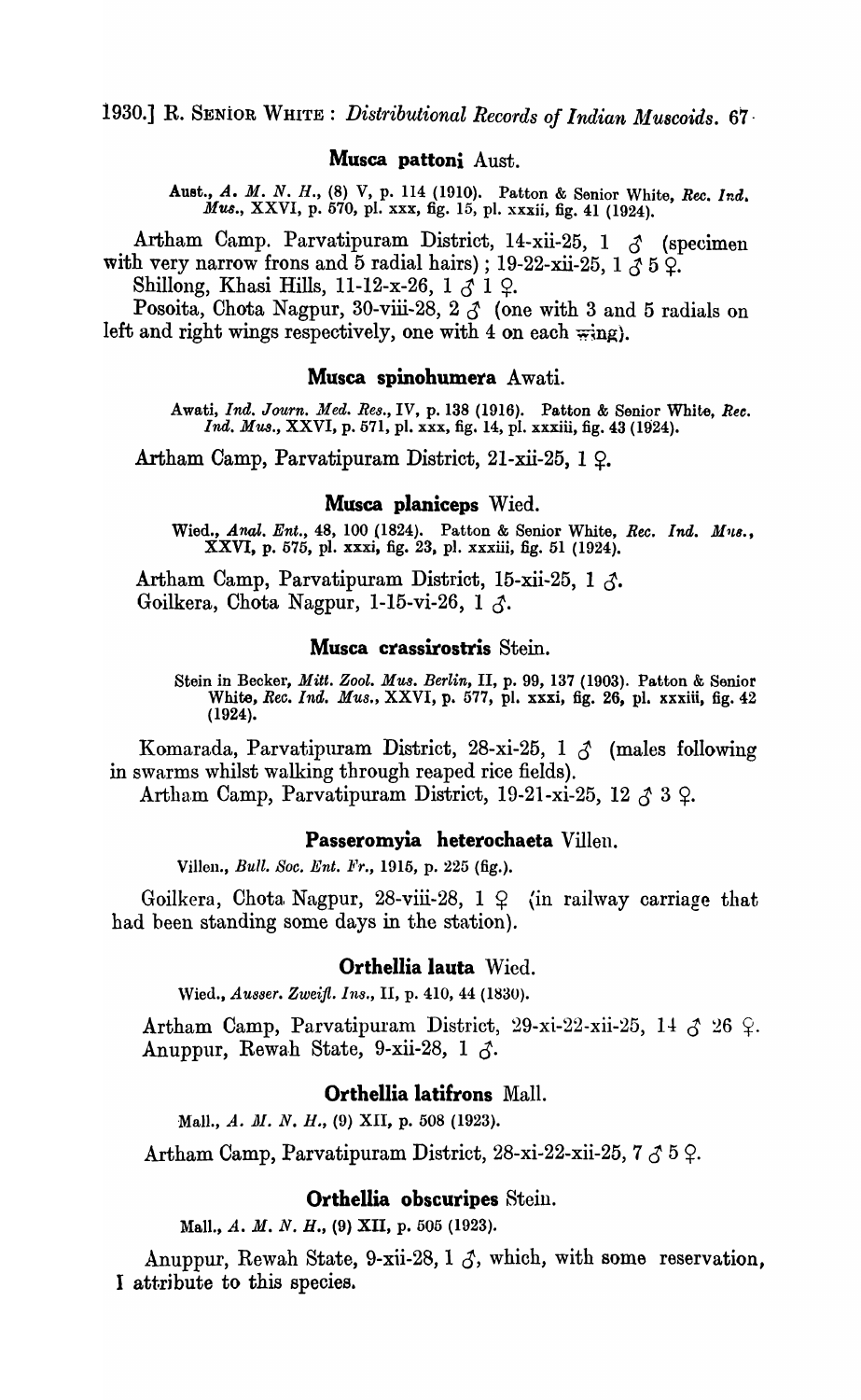### Musca pattoni Aust.

Aust., *A. M. N. H.*, (8) V, p. 114 (1910). Patton & Senior White, *Rec. Ind. Mus.*, XXVI, p. 570, pl. xxx, fig. 15, pl. xxxii, fig. 41 (1924).

Artham Camp. Parvatipuram District, 14-xii-25, 1 ♂ (specimen with very narrow frons and 5 radial hairs); 19-22-xii-25, 1 ♂ 5 ♀.

Shillong, Khasi Hills, 11-12-x-26, 1 ♂ 1 ♀.

Posoita, Chota Nagpur, 30-viii-28, 2 ♂ (one with 3 and 5 radials on left and right wings respectively, one with 4 on each wing).

### Musca spinohumera Awati.

Awati, *Ind. Journ. Med. Res.*, IV, p. 138 (1916). Patton & Senior White, *Rec. Ind. Mus.*, XXVI, p. 571, pl. xxx, fig. 14, pl. xxxiii, fig. 43 (1924).

Artham Camp, Parvatipuram District, 21-xii-25, 1 ♀.

### Musca planiceps Wied.

Wied., *Anal. Ent.*, 48, 100 (1824). Patton & Senior White, *Rec. Ind. Mus.*, XXVI, p. 575, pl. xxxi, fig. 23, pl. xxxiii, fig. 51 (1924).

Artham Camp, Parvatipuram District, 15-xii-25, 1 ♂.

Goilkera, Chota Nagpur, 1-15-vi-26, 1 ♂.

### Musca crassirostris Stein.

Stein in Becker, *Mitt. Zool. Mus. Berlin*, II, p. 99, 137 (1903). Patton & Senior White, *Rec. Ind. Mus.*, XXVI, p. 577, pl. xxxi, fig. 26, pl. xxxiii, fig. 42 (1924).

Komarada, Parvatipuram District, 28-xi-25, 1 ♂ (males following in swarms whilst walking through reaped rice fields).

Artham Camp, Parvatipuram District, 19-21-xi-25, 12 ♂ 3 ♀.

### Passeromyia heterochaeta Villen.

Villen., *Bull. Soc. Ent. Fr.*, 1915, p. 225 (fig.).

Goilkera, Chota Nagpur, 28-viii-28, 1 ♀ (in railway carriage that had been standing some days in the station).

### Orthellia lauta Wied.

Wied., *Ausser. Zweifl. Ins.*, II, p. 410, 44 (1830).

Artham Camp, Parvatipuram District, 29-xi-22-xii-25, 14 ♂ 26 ♀.

Anuppur, Rewah State, 9-xii-28, 1 ♂.

### Orthellia latifrons Mall.

Mall., *A. M. N. H.*, (9) XII, p. 508 (1923).

Artham Camp, Parvatipuram District, 28-xi-22-xii-25, 7 ♂ 5 ♀.

### Orthellia obscuripes Stein.

Mall., *A. M. N. H.*, (9) XII, p. 505 (1923).

Anuppur, Rewah State, 9-xii-28, 1 ♂, which, with some reservation, I attribute to this species.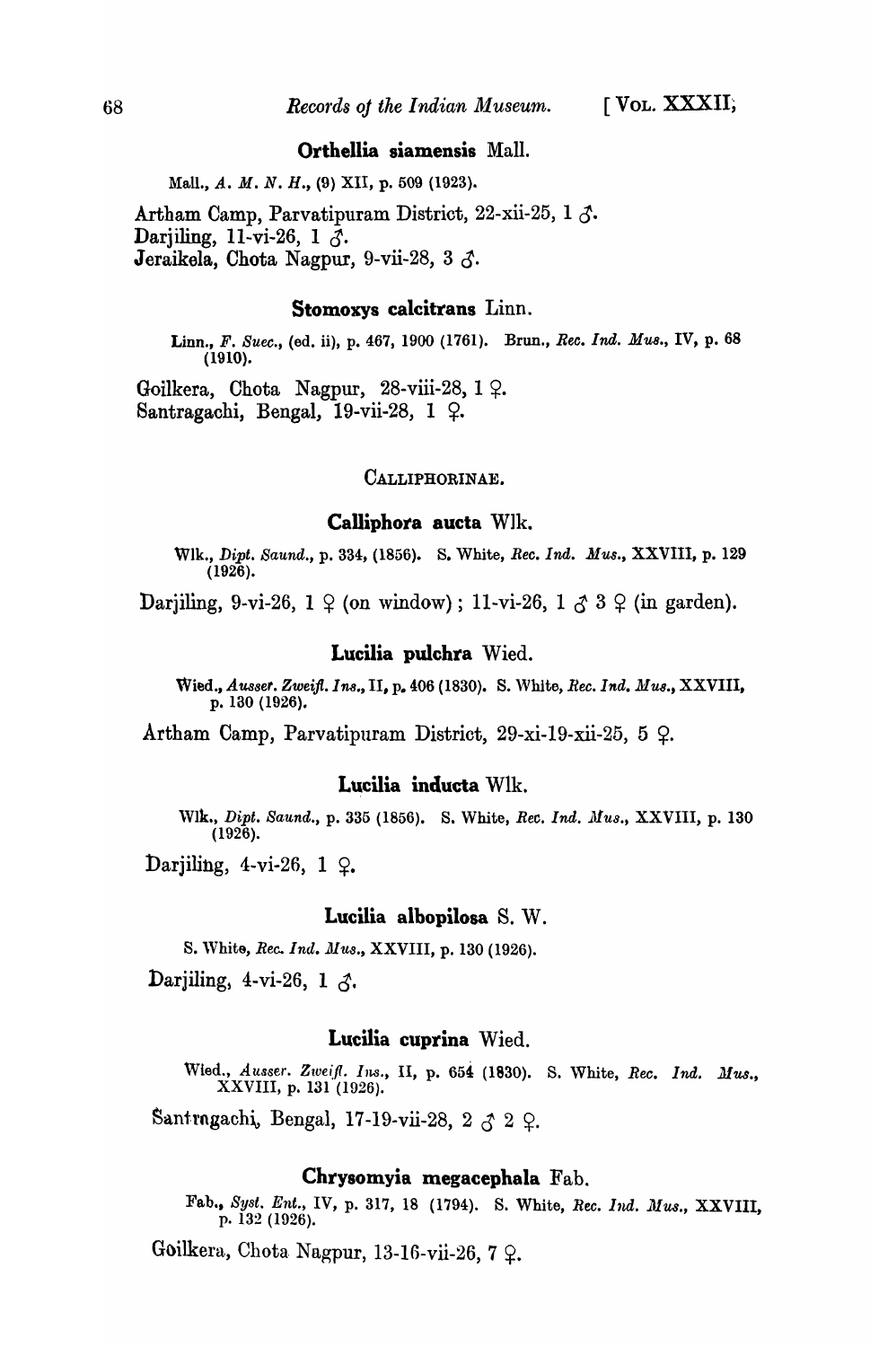### Orthellia siamensis Mall.

Mall., *A. M. N. H.*, (9) XII, p. 509 (1923).

Artham Camp, Parvatipuram District, 22-xii-25, 1 ♂.
Darjiling, 11-vi-26, 1 ♂.
Jeraikela, Chota Nagpur, 9-vii-28, 3 ♂.

### Stomoxys calcitrans Linn.

Linn., *F. Suec.*, (ed. ii), p. 467, 1900 (1761). Brun., *Rec. Ind. Mus.*, IV, p. 68 (1910).

Goilkera, Chota Nagpur, 28-viii-28, 1 ♀.
Santragachi, Bengal, 19-vii-28, 1 ♀.

## CALLIPHORINAE.

### Calliphora aucta Wlk.

Wlk., *Dipt. Saund.*, p. 334, (1856). S. White, *Rec. Ind. Mus.*, XXVIII, p. 129 (1926).

Darjiling, 9-vi-26, 1 ♀ (on window); 11-vi-26, 1 ♂ 3 ♀ (in garden).

### Lucilia pulchra Wied.

Wied., *Ausser. Zweifl. Ins.*, II, p. 406 (1830). S. White, *Rec. Ind. Mus.*, XXVIII, p. 130 (1926).

Artham Camp, Parvatipuram District, 29-xi-19-xii-25, 5 ♀.

### Lucilia inducta Wlk.

Wlk., *Dipt. Saund.*, p. 335 (1856). S. White, *Rec. Ind. Mus.*, XXVIII, p. 130 (1926).

Darjiling, 4-vi-26, 1 ♀.

### Lucilia albopilosa S. W.

S. White, *Rec. Ind. Mus.*, XXVIII, p. 130 (1926).

Darjiling, 4-vi-26, 1 ♂.

### Lucilia cuprina Wied.

Wied., *Ausser. Zweifl. Ins.*, II, p. 654 (1830). S. White, *Rec. Ind. Mus.*, XXVIII, p. 131 (1926).

Santragachi, Bengal, 17-19-vii-28, 2 ♂ 2 ♀.

### Chrysomyia megacephala Fab.

Fab., *Syst. Ent.*, IV, p. 317, 18 (1794). S. White, *Rec. Ind. Mus.*, XXVIII, p. 132 (1926).

Goilkera, Chota Nagpur, 13-16-vii-26, 7 ♀.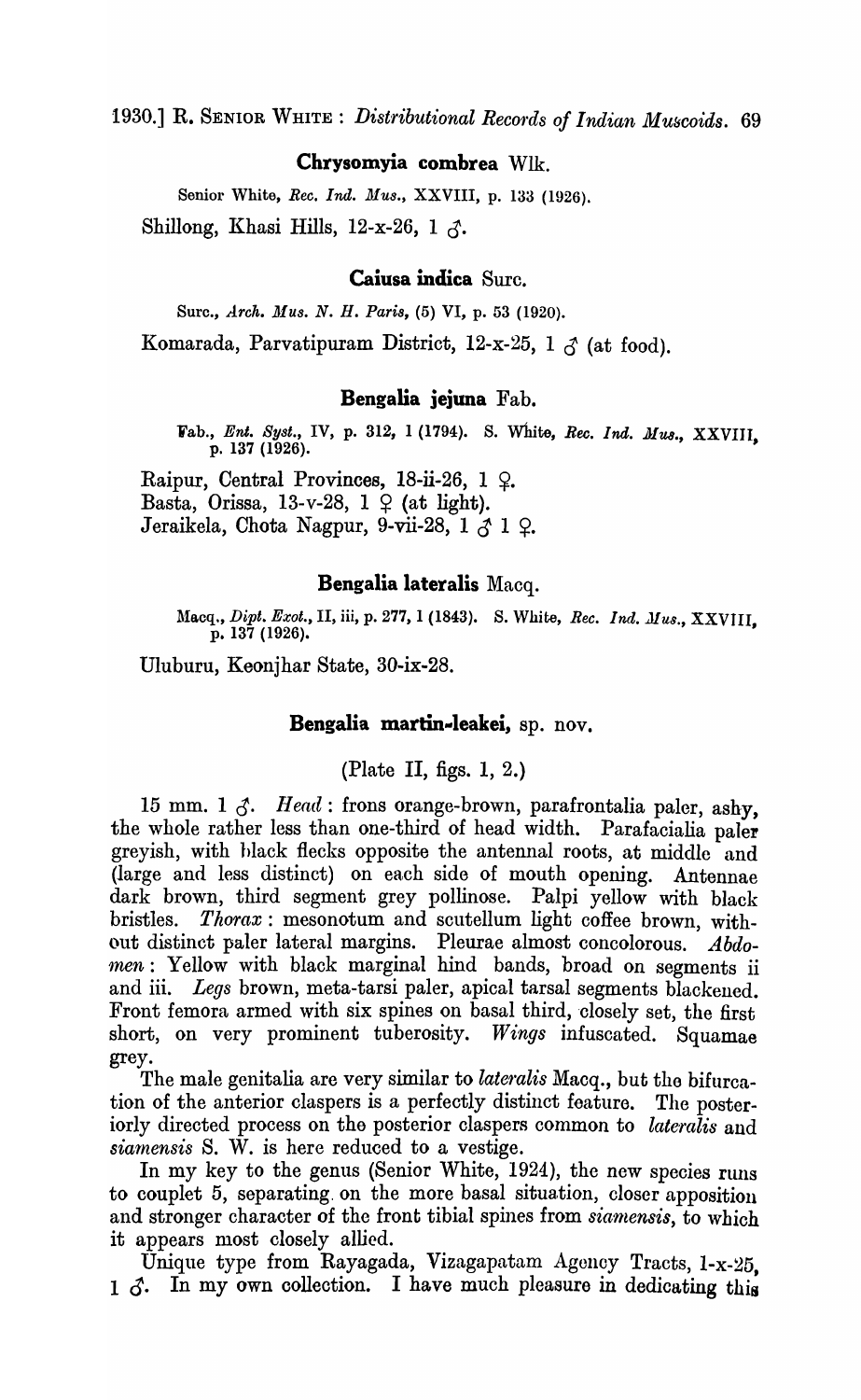### Chrysomyia combrea Wlk.

Senior White, *Rec. Ind. Mus.*, XXVIII, p. 133 (1926).

Shillong, Khasi Hills, 12-x-26, 1 ♂.

### Caiusa indica Surc.

Surc., *Arch. Mus. N. H. Paris*, (5) VI, p. 53 (1920).

Komarada, Parvatipuram District, 12-x-25, 1 ♂ (at food).

### Bengalia jejuna Fab.

Fab., *Ent. Syst.*, IV, p. 312, 1 (1794). S. White, *Rec. Ind. Mus.*, XXVIII, p. 137 (1926).

Raipur, Central Provinces, 18-ii-26, 1 ♀.
Basta, Orissa, 13-v-28, 1 ♀ (at light).
Jeraikela, Chota Nagpur, 9-vii-28, 1 ♂ 1 ♀.

### Bengalia lateralis Macq.

Macq., *Dipt. Exot.*, II, iii, p. 277, 1 (1843). S. White, *Rec. Ind. Mus.*, XXVIII, p. 137 (1926).

Uluburu, Keonjhar State, 30-ix-28.

### Bengalia martin-leakei, sp. nov.

(Plate II, figs. 1, 2.)

15 mm. 1 ♂. *Head*: frons orange-brown, parafrontalia paler, ashy, the whole rather less than one-third of head width. Parafacialia paler greyish, with black flecks opposite the antennal roots, at middle and (large and less distinct) on each side of mouth opening. Antennae dark brown, third segment grey pollinose. Palpi yellow with black bristles. *Thorax*: mesonotum and scutellum light coffee brown, without distinct paler lateral margins. Pleurae almost concolorous. *Abdomen*: Yellow with black marginal hind bands, broad on segments ii and iii. *Legs* brown, meta-tarsi paler, apical tarsal segments blackened. Front femora armed with six spines on basal third, closely set, the first short, on very prominent tuberosity. *Wings* infuscated. Squamae grey.

The male genitalia are very similar to *lateralis* Macq., but the bifurcation of the anterior claspers is a perfectly distinct feature. The posteriorly directed process on the posterior claspers common to *lateralis* and *siamensis* S. W. is here reduced to a vestige.

In my key to the genus (Senior White, 1924), the new species runs to couplet 5, separating on the more basal situation, closer apposition and stronger character of the front tibial spines from *siamensis*, to which it appears most closely allied.

Unique type from Rayagada, Vizagapatam Agency Tracts, 1-x-25, 1 ♂. In my own collection. I have much pleasure in dedicating this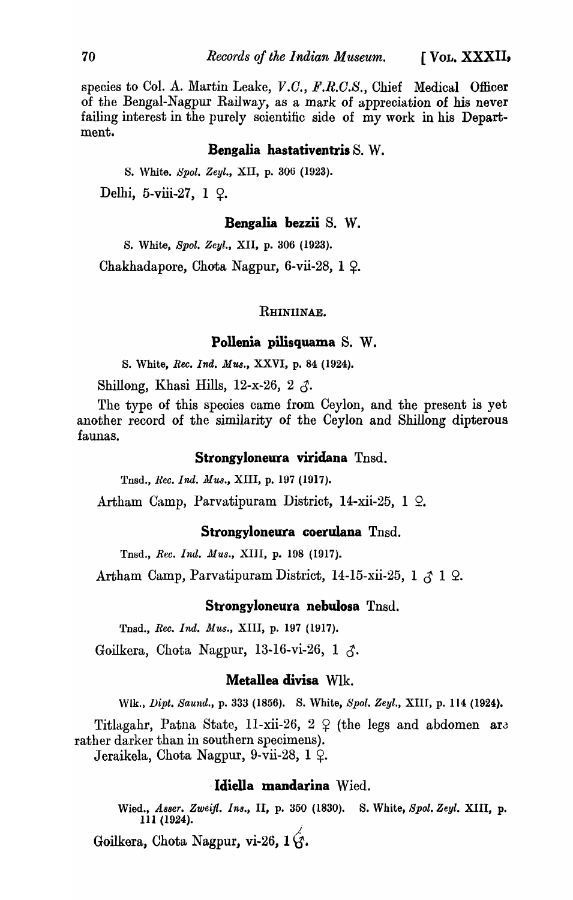species to Col. A. Martin Leake, *V.C.*, *F.R.C.S.*, Chief Medical Officer of the Bengal-Nagpur Railway, as a mark of appreciation of his never failing interest in the purely scientific side of my work in his Department.

### Bengalia hastativentris S. W.

S. White. *Spol. Zeyl.*, XII, p. 306 (1923).

Delhi, 5-viii-27, 1 ♀.

### Bengalia bezzii S. W.

S. White, *Spol. Zeyl.*, XII, p. 306 (1923).

Chakhadapore, Chota Nagpur, 6-vii-28, 1 ♀.

## RHINIINAE.

### Pollenia pilisquama S. W.

S. White, *Rec. Ind. Mus.*, XXVI, p. 84 (1924).

Shillong, Khasi Hills, 12-x-26, 2 ♂.

The type of this species came from Ceylon, and the present is yet another record of the similarity of the Ceylon and Shillong dipterous faunas.

### Strongyloneura viridana Tnsd.

Tnsd., *Rec. Ind. Mus.*, XIII, p. 197 (1917).

Artham Camp, Parvatipuram District, 14-xii-25, 1 ♀.

### Strongyloneura coerulana Tnsd.

Tnsd., *Rec. Ind. Mus.*, XIII, p. 198 (1917).

Artham Camp, Parvatipuram District, 14-15-xii-25, 1 ♂ 1 ♀.

### Strongyloneura nebulosa Tnsd.

Tnsd., *Rec. Ind. Mus.*, XIII, p. 197 (1917).

Goilkera, Chota Nagpur, 13-16-vi-26, 1 ♂.

### Metallea divisa Wlk.

Wlk., *Dipt. Saund.*, p. 333 (1856). S. White, *Spol. Zeyl.*, XIII, p. 114 (1924).

Titlagahr, Patna State, 11-xii-26, 2 ♀ (the legs and abdomen are rather darker than in southern specimens).

Jeraikela, Chota Nagpur, 9-vii-28, 1 ♀.

### Idiella mandarina Wied.

Wied., *Asser. Zweifl. Ins.*, II, p. 350 (1830). S. White, *Spol. Zeyl.* XIII, p. 111 (1924).

Goilkera, Chota Nagpur, vi-26, 1 ♂.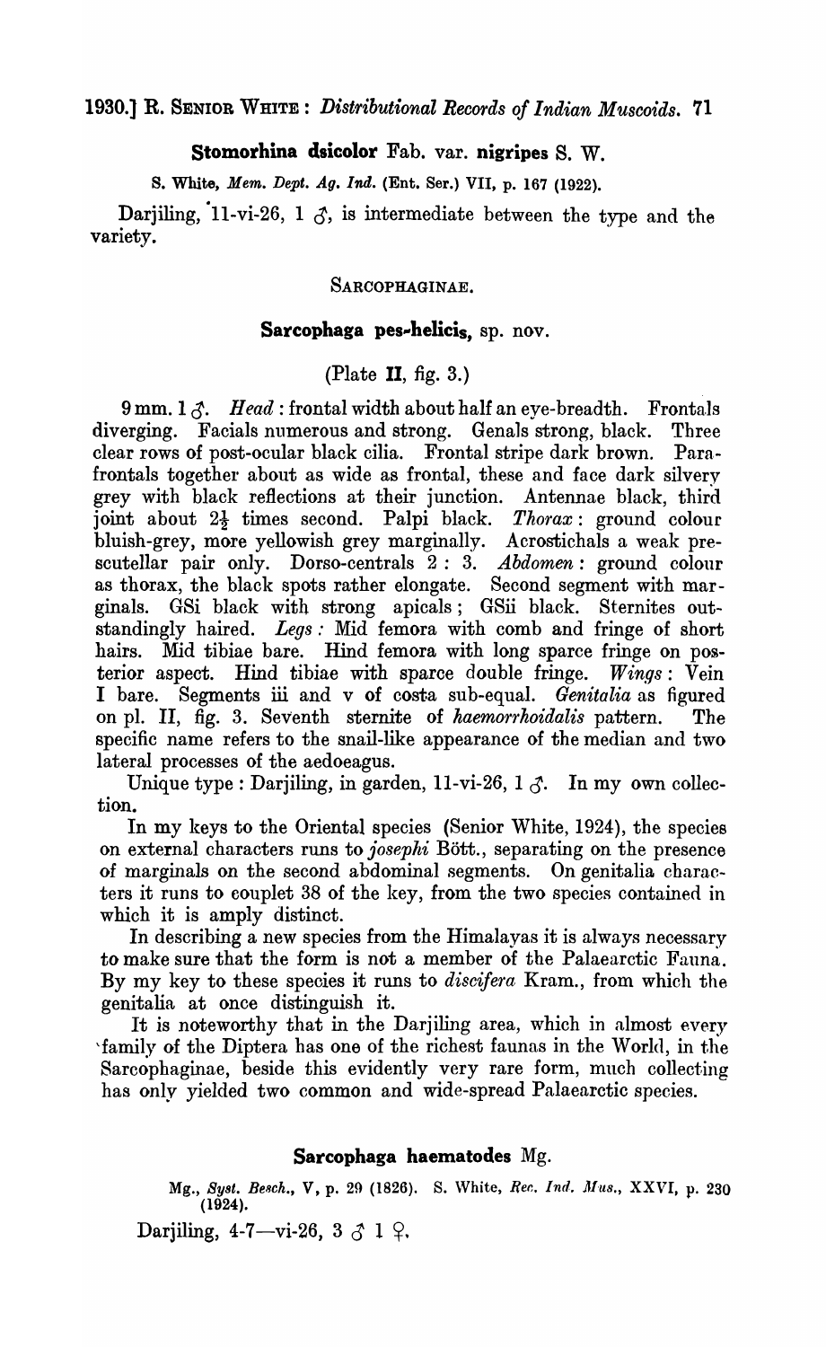### Stomorhina dsicolor Fab. var. nigripes S. W.

S. White, *Mem. Dept. Ag. Ind.* (Ent. Ser.) VII, p. 167 (1922).

Darjiling, 11-vi-26, 1 ♂, is intermediate between the type and the variety.

## SARCOPHAGINAE.

### Sarcophaga pes-helicis, sp. nov.

(Plate II, fig. 3.)

9 mm. 1 ♂. *Head*: frontal width about half an eye-breadth. Frontals diverging. Facials numerous and strong. Genals strong, black. Three clear rows of post-ocular black cilia. Frontal stripe dark brown. Parafrontals together about as wide as frontal, these and face dark silvery grey with black reflections at their junction. Antennae black, third joint about 2½ times second. Palpi black. *Thorax*: ground colour bluish-grey, more yellowish grey marginally. Acrostichals a weak prescutellar pair only. Dorso-centrals 2 : 3. *Abdomen*: ground colour as thorax, the black spots rather elongate. Second segment with marginals. GSi black with strong apicals; GSii black. Sternites outstandingly haired. *Legs*: Mid femora with comb and fringe of short hairs. Mid tibiae bare. Hind femora with long sparce fringe on posterior aspect. Hind tibiae with sparce double fringe. *Wings*: Vein I bare. Segments iii and v of costa sub-equal. *Genitalia* as figured on pl. II, fig. 3. Seventh sternite of *haemorrhoidalis* pattern. The specific name refers to the snail-like appearance of the median and two lateral processes of the aedoeagus.

Unique type: Darjiling, in garden, 11-vi-26, 1 ♂. In my own collection.

In my keys to the Oriental species (Senior White, 1924), the species on external characters runs to *josephi* Bött., separating on the presence of marginals on the second abdominal segments. On genitalia characters it runs to couplet 38 of the key, from the two species contained in which it is amply distinct.

In describing a new species from the Himalayas it is always necessary to make sure that the form is not a member of the Palaearctic Fauna. By my key to these species it runs to *discifera* Kram., from which the genitalia at once distinguish it.

It is noteworthy that in the Darjiling area, which in almost every family of the Diptera has one of the richest faunas in the World, in the Sarcophaginae, beside this evidently very rare form, much collecting has only yielded two common and wide-spread Palaearctic species.

### Sarcophaga haematodes Mg.

Mg., *Syst. Besch.*, V, p. 29 (1826). S. White, *Rec. Ind. Mus.*, XXVI, p. 230 (1924).

Darjiling, 4-7—vi-26, 3 ♂ 1 ♀.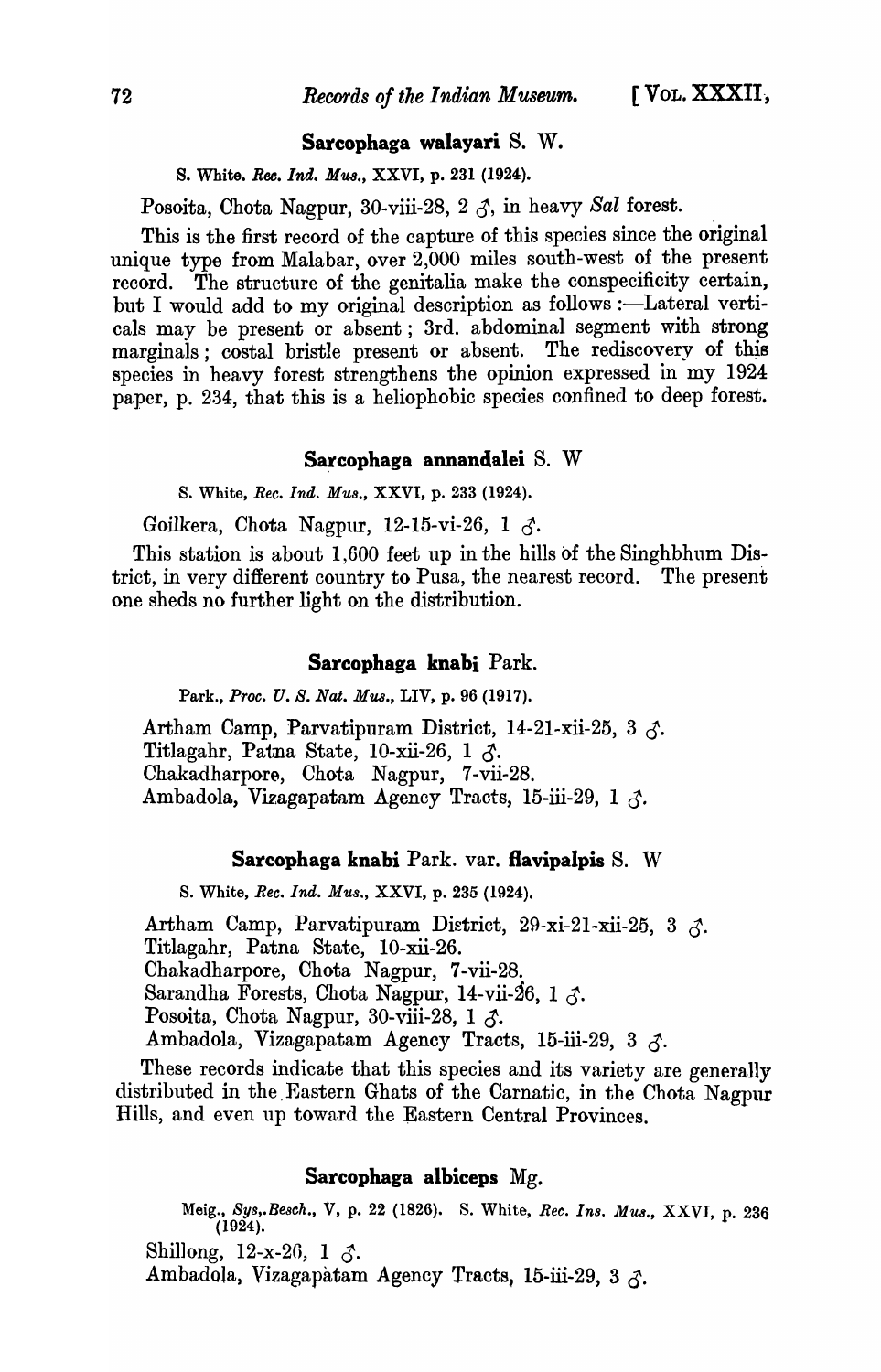### **Sarcophaga walayari** S. W.

S. White. *Rec. Ind. Mus.*, XXVI, p. 231 (1924).

Posoita, Chota Nagpur, 30-viii-28, 2 ♂, in heavy *Sal* forest.

This is the first record of the capture of this species since the original unique type from Malabar, over 2,000 miles south-west of the present record. The structure of the genitalia make the conspecificity certain, but I would add to my original description as follows :—Lateral verticals may be present or absent ; 3rd. abdominal segment with strong marginals ; costal bristle present or absent. The rediscovery of this species in heavy forest strengthens the opinion expressed in my 1924 paper, p. 234, that this is a heliophobic species confined to deep forest.

### **Sarcophaga annandalei** S. W

S. White, *Rec. Ind. Mus.*, XXVI, p. 233 (1924).

Goilkera, Chota Nagpur, 12-15-vi-26, 1 ♂.

This station is about 1,600 feet up in the hills of the Singhbhum District, in very different country to Pusa, the nearest record. The present one sheds no further light on the distribution.

### **Sarcophaga knabi** Park.

Park., *Proc. U. S. Nat. Mus.*, LIV, p. 96 (1917).

Artham Camp, Parvatipuram District, 14-21-xii-25, 3 ♂.
Titlagahr, Patna State, 10-xii-26, 1 ♂.
Chakadharpore, Chota Nagpur, 7-vii-28.
Ambadola, Vizagapatam Agency Tracts, 15-iii-29, 1 ♂.

### **Sarcophaga knabi** Park. var. **flavipalpis** S. W

S. White, *Rec. Ind. Mus.*, XXVI, p. 235 (1924).

Artham Camp, Parvatipuram District, 29-xi-21-xii-25, 3 ♂.
Titlagahr, Patna State, 10-xii-26.
Chakadharpore, Chota Nagpur, 7-vii-28.
Sarandha Forests, Chota Nagpur, 14-vii-26, 1 ♂.
Posoita, Chota Nagpur, 30-viii-28, 1 ♂.
Ambadola, Vizagapatam Agency Tracts, 15-iii-29, 3 ♂.

These records indicate that this species and its variety are generally distributed in the Eastern Ghats of the Carnatic, in the Chota Nagpur Hills, and even up toward the Eastern Central Provinces.

### **Sarcophaga albiceps** Mg.

Meig., *Sys,.Besch.*, V, p. 22 (1826). S. White, *Rec. Ins. Mus.*, XXVI, p. 236 (1924).

Shillong, 12-x-26, 1 ♂.
Ambadola, Vizagapatam Agency Tracts, 15-iii-29, 3 ♂.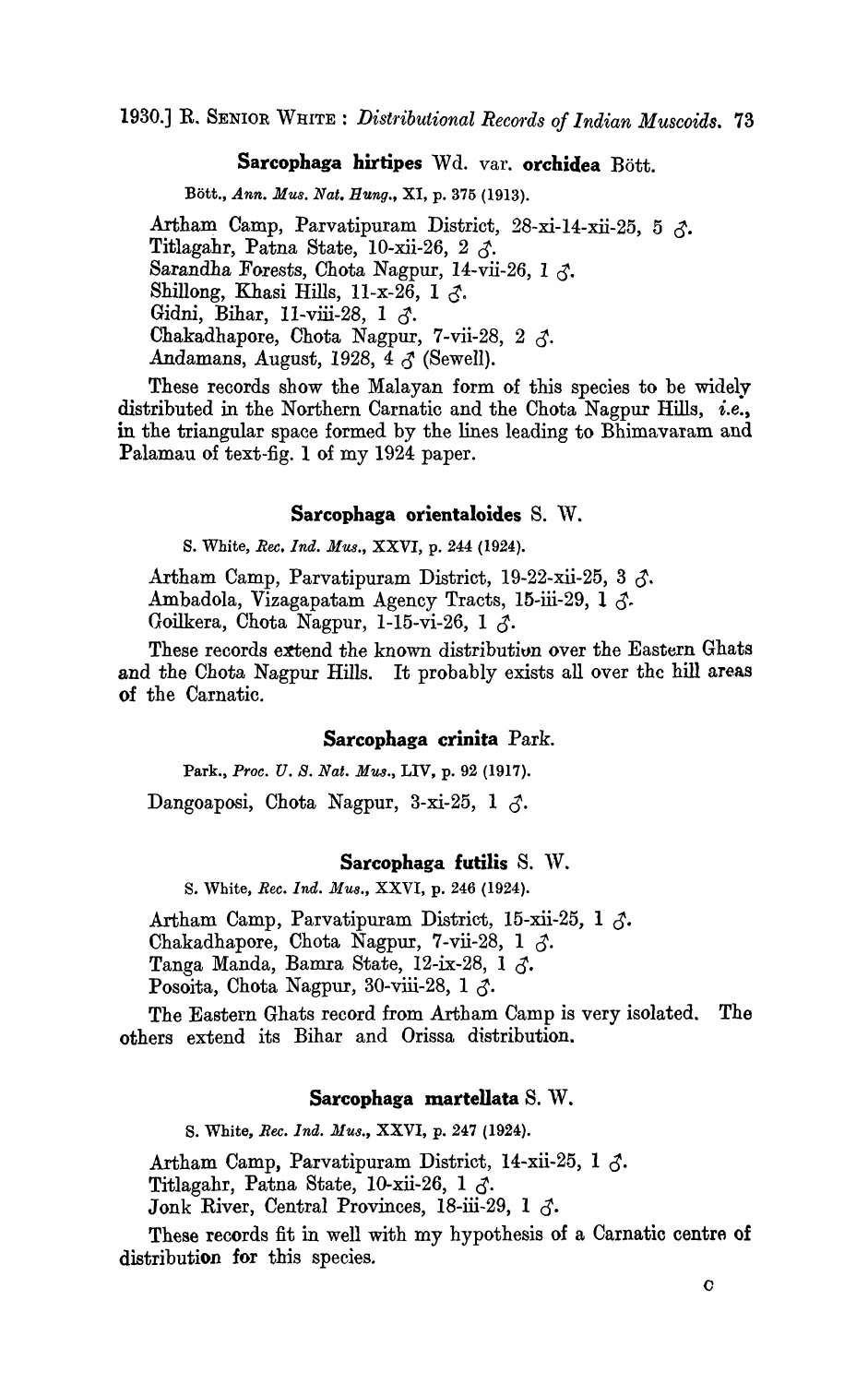### Sarcophaga hirtipes Wd. var. orchidea Bött.

Bött., *Ann. Mus. Nat. Hung.*, XI, p. 375 (1913).

Artham Camp, Parvatipuram District, 28-xi-14-xii-25, 5 ♂.
Titlagahr, Patna State, 10-xii-26, 2 ♂.
Sarandha Forests, Chota Nagpur, 14-vii-26, 1 ♂.
Shillong, Khasi Hills, 11-x-26, 1 ♂.
Gidni, Bihar, 11-viii-28, 1 ♂.
Chakadhapore, Chota Nagpur, 7-vii-28, 2 ♂.
Andamans, August, 1928, 4 ♂ (Sewell).

These records show the Malayan form of this species to be widely distributed in the Northern Carnatic and the Chota Nagpur Hills, *i.e.*, in the triangular space formed by the lines leading to Bhimavaram and Palamau of text-fig. 1 of my 1924 paper.

### Sarcophaga orientaloides S. W.

S. White, *Rec. Ind. Mus.*, XXVI, p. 244 (1924).

Artham Camp, Parvatipuram District, 19-22-xii-25, 3 ♂.
Ambadola, Vizagapatam Agency Tracts, 15-iii-29, 1 ♂.
Goilkera, Chota Nagpur, 1-15-vi-26, 1 ♂.

These records extend the known distribution over the Eastern Ghats and the Chota Nagpur Hills. It probably exists all over the hill areas of the Carnatic.

### Sarcophaga crinita Park.

Park., *Proc. U. S. Nat. Mus.*, LIV, p. 92 (1917).

Dangoaposi, Chota Nagpur, 3-xi-25, 1 ♂.

### Sarcophaga futilis S. W.

S. White, *Rec. Ind. Mus.*, XXVI, p. 246 (1924).

Artham Camp, Parvatipuram District, 15-xii-25, 1 ♂.
Chakadhapore, Chota Nagpur, 7-vii-28, 1 ♂.
Tanga Manda, Bamra State, 12-ix-28, 1 ♂.
Posoita, Chota Nagpur, 30-viii-28, 1 ♂.

The Eastern Ghats record from Artham Camp is very isolated. The others extend its Bihar and Orissa distribution.

### Sarcophaga martellata S. W.

S. White, *Rec. Ind. Mus.*, XXVI, p. 247 (1924).

Artham Camp, Parvatipuram District, 14-xii-25, 1 ♂.
Titlagahr, Patna State, 10-xii-26, 1 ♂.
Jonk River, Central Provinces, 18-iii-29, 1 ♂.

These records fit in well with my hypothesis of a Carnatic centre of distribution for this species.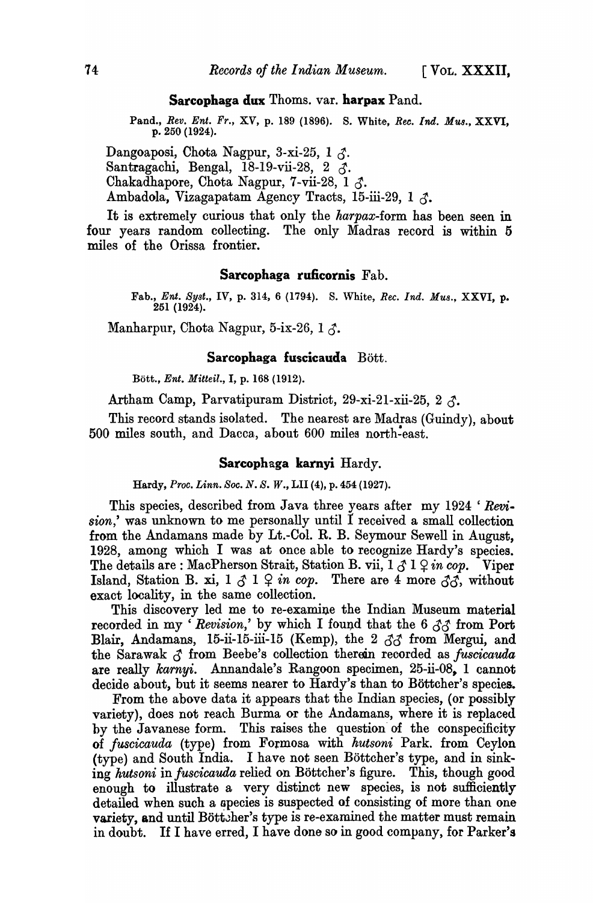### Sarcophaga dux Thoms. var. harpax Pand.

Pand., *Rev. Ent. Fr.*, XV, p. 189 (1896). S. White, *Rec. Ind. Mus.*, XXVI, p. 250 (1924).

Dangoaposi, Chota Nagpur, 3-xi-25, 1 ♂.
Santragachi, Bengal, 18-19-vii-28, 2 ♂.
Chakadhapore, Chota Nagpur, 7-vii-28, 1 ♂.
Ambadola, Vizagapatam Agency Tracts, 15-iii-29, 1 ♂.

It is extremely curious that only the *harpax*-form has been seen in four years random collecting. The only Madras record is within 5 miles of the Orissa frontier.

### Sarcophaga ruficornis Fab.

Fab., *Ent. Syst.*, IV, p. 314, 6 (1794). S. White, *Rec. Ind. Mus.*, XXVI, p. 251 (1924).

Manharpur, Chota Nagpur, 5-ix-26, 1 ♂.

### Sarcophaga fuscicauda Bött.

Bött., *Ent. Mitteil.*, I, p. 168 (1912).

Artham Camp, Parvatipuram District, 29-xi-21-xii-25, 2 ♂.

This record stands isolated. The nearest are Madras (Guindy), about 500 miles south, and Dacca, about 600 miles north-east.

### Sarcophaga karnyi Hardy.

Hardy, *Proc. Linn. Soc. N. S. W.*, LII (4), p. 454 (1927).

This species, described from Java three years after my 1924 '*Revision*,' was unknown to me personally until I received a small collection from the Andamans made by Lt.-Col. R. B. Seymour Sewell in August, 1928, among which I was at once able to recognize Hardy's species. The details are: MacPherson Strait, Station B. vii, 1 ♂ 1 ♀ *in cop.* Viper Island, Station B. xi, 1 ♂ 1 ♀ *in cop.* There are 4 more ♂♂, without exact locality, in the same collection.

This discovery led me to re-examine the Indian Museum material recorded in my '*Revision*,' by which I found that the 6 ♂♂ from Port Blair, Andamans, 15-ii-15-iii-15 (Kemp), the 2 ♂♂ from Mergui, and the Sarawak ♂ from Beebe's collection therein recorded as *fuscicauda* are really *karnyi*. Annandale's Rangoon specimen, 25-ii-08, 1 cannot decide about, but it seems nearer to Hardy's than to Böttcher's species.

From the above data it appears that the Indian species, (or possibly variety), does not reach Burma or the Andamans, where it is replaced by the Javanese form. This raises the question of the conspecificity of *fuscicauda* (type) from Formosa with *hutsoni* Park. from Ceylon (type) and South India. I have not seen Böttcher's type, and in sinking *hutsoni* in *fuscicauda* relied on Böttcher's figure. This, though good enough to illustrate a very distinct new species, is not sufficiently detailed when such a species is suspected of consisting of more than one variety, and until Böttcher's type is re-examined the matter must remain in doubt. If I have erred, I have done so in good company, for Parker's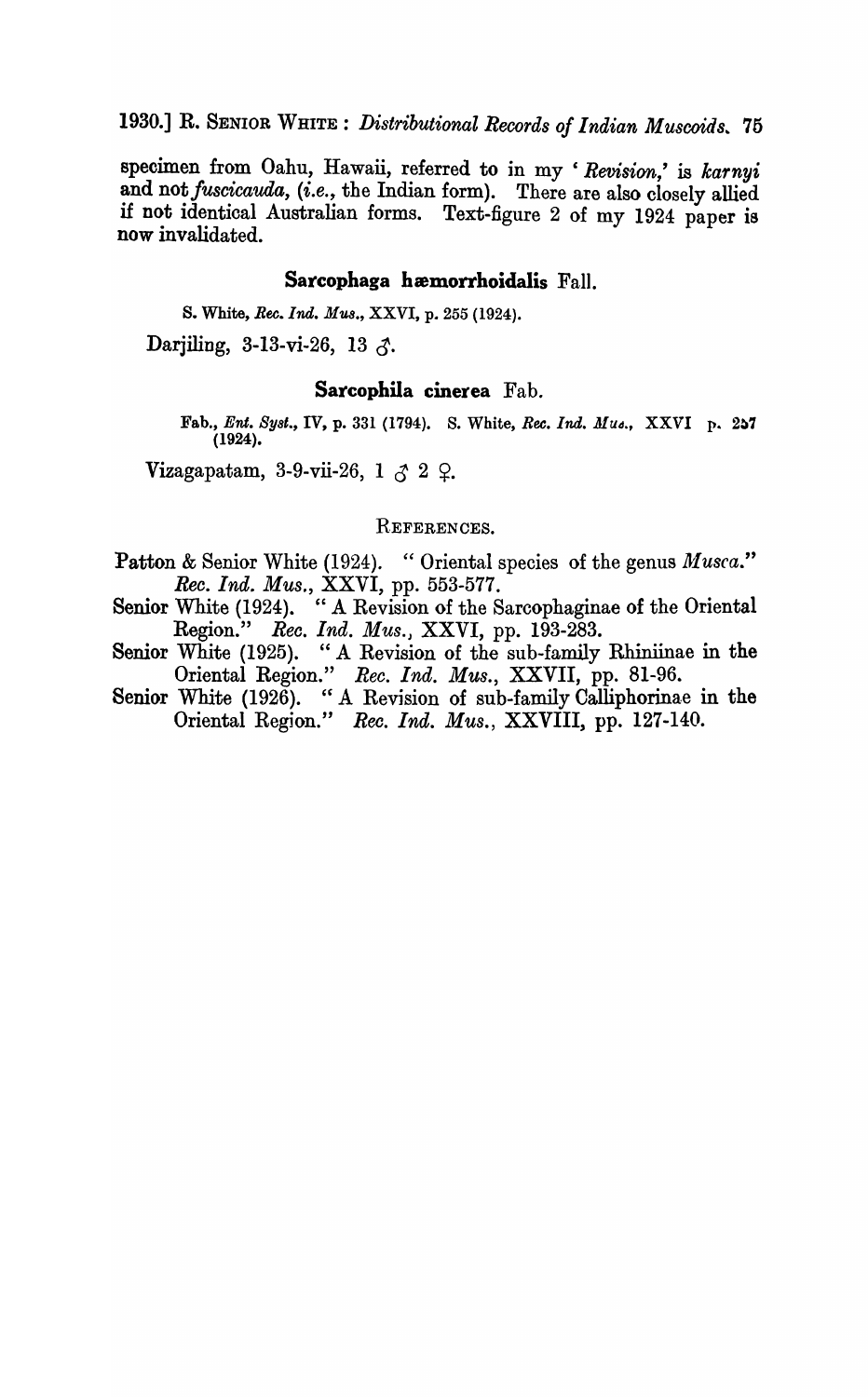specimen from Oahu, Hawaii, referred to in my '*Revision*,' is *karnyi* and not *fuscicauda*, (*i.e.*, the Indian form). There are also closely allied if not identical Australian forms. Text-figure 2 of my 1924 paper is now invalidated.

### Sarcophaga hæmorrhoidalis Fall.

S. White, *Rec. Ind. Mus.*, XXVI, p. 255 (1924).

Darjiling, 3-13-vi-26, 13 ♂.

### Sarcophila cinerea Fab.

Fab., *Ent. Syst.*, IV, p. 331 (1794). S. White, *Rec. Ind. Mus.*, XXVI p. 257 (1924).

Vizagapatam, 3-9-vii-26, 1 ♂ 2 ♀.

## REFERENCES.

Patton & Senior White (1924). "Oriental species of the genus *Musca*." *Rec. Ind. Mus.*, XXVI, pp. 553-577.

Senior White (1924). "A Revision of the Sarcophaginae of the Oriental Region." *Rec. Ind. Mus.*, XXVI, pp. 193-283.

Senior White (1925). "A Revision of the sub-family Rhiniinae in the Oriental Region." *Rec. Ind. Mus.*, XXVII, pp. 81-96.

Senior White (1926). "A Revision of sub-family Calliphorinae in the Oriental Region." *Rec. Ind. Mus.*, XXVIII, pp. 127-140.